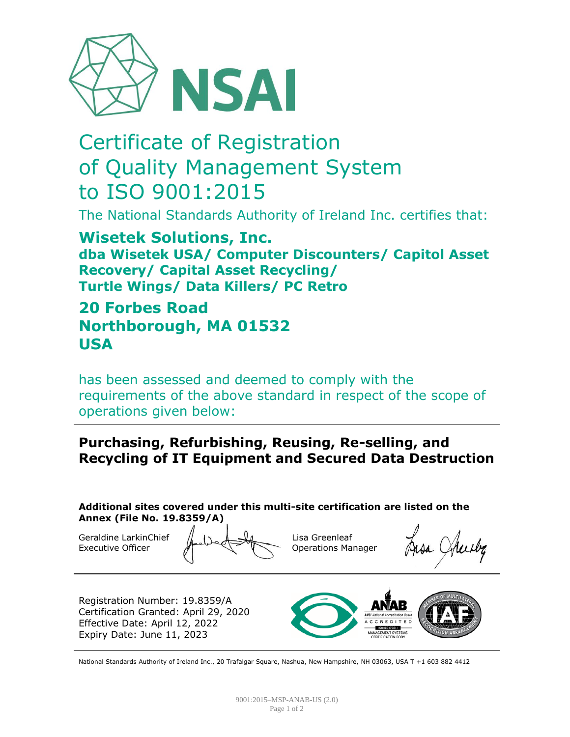NSAI

# Certificate of Registration of Quality Management System to ISO 9001:2015

The National Standards Authority of Ireland Inc. certifies that:

**Wisetek Solutions, Inc.**
**dba Wisetek USA/ Computer Discounters/ Capitol Asset Recovery/ Capital Asset Recycling/ Turtle Wings/ Data Killers/ PC Retro**

**20 Forbes Road**
**Northborough, MA 01532**
**USA**

has been assessed and deemed to comply with the requirements of the above standard in respect of the scope of operations given below:

---

**Purchasing, Refurbishing, Reusing, Re-selling, and Recycling of IT Equipment and Secured Data Destruction**

**Additional sites covered under this multi-site certification are listed on the Annex (File No. 19.8359/A)**

Geraldine LarkinChief Executive Officer

Lisa Greenleaf
Operations Manager

---

Registration Number: 19.8359/A
Certification Granted: April 29, 2020
Effective Date: April 12, 2022
Expiry Date: June 11, 2023

ANAB ANSI National Accreditation Board ACCREDITED ISO/IEC 17021-1 MANAGEMENT SYSTEMS CERTIFICATION BODY

IAF MEMBER OF MULTILATERAL RECOGNITION ARRANGEMENT

---

National Standards Authority of Ireland Inc., 20 Trafalgar Square, Nashua, New Hampshire, NH 03063, USA T +1 603 882 4412

9001:2015–MSP-ANAB-US (2.0)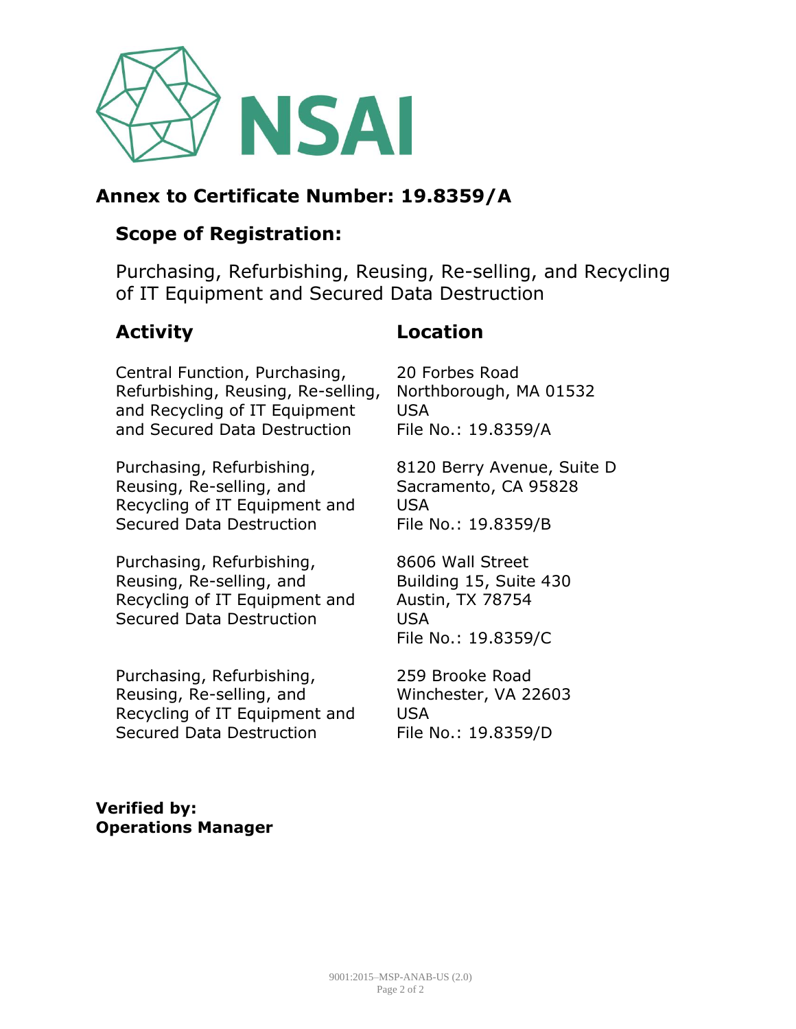NSAI

# Annex to Certificate Number: 19.8359/A

## Scope of Registration:

Purchasing, Refurbishing, Reusing, Re-selling, and Recycling of IT Equipment and Secured Data Destruction

| Activity | Location |
| --- | --- |
| Central Function, Purchasing, Refurbishing, Reusing, Re-selling, and Recycling of IT Equipment and Secured Data Destruction | 20 Forbes Road<br>Northborough, MA 01532<br>USA<br>File No.: 19.8359/A |
| Purchasing, Refurbishing, Reusing, Re-selling, and Recycling of IT Equipment and Secured Data Destruction | 8120 Berry Avenue, Suite D<br>Sacramento, CA 95828<br>USA<br>File No.: 19.8359/B |
| Purchasing, Refurbishing, Reusing, Re-selling, and Recycling of IT Equipment and Secured Data Destruction | 8606 Wall Street<br>Building 15, Suite 430<br>Austin, TX 78754<br>USA<br>File No.: 19.8359/C |
| Purchasing, Refurbishing, Reusing, Re-selling, and Recycling of IT Equipment and Secured Data Destruction | 259 Brooke Road<br>Winchester, VA 22603<br>USA<br>File No.: 19.8359/D |

**Verified by:**
**Operations Manager**

9001:2015–MSP-ANAB-US (2.0)